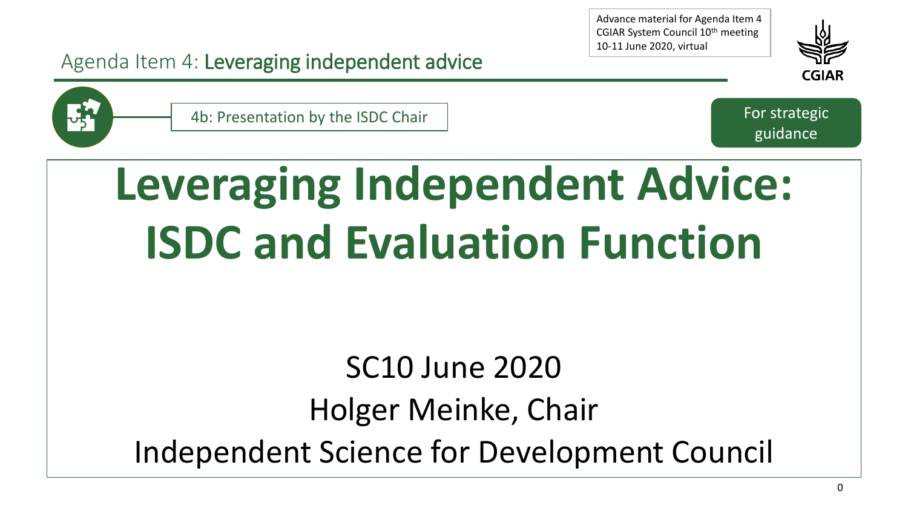Advance material for Agenda Item 4
CGIAR System Council 10th meeting
10-11 June 2020, virtual

Agenda Item 4: **Leveraging independent advice**

4b: Presentation by the ISDC Chair

For strategic guidance

# Leveraging Independent Advice: ISDC and Evaluation Function

SC10 June 2020

Holger Meinke, Chair

Independent Science for Development Council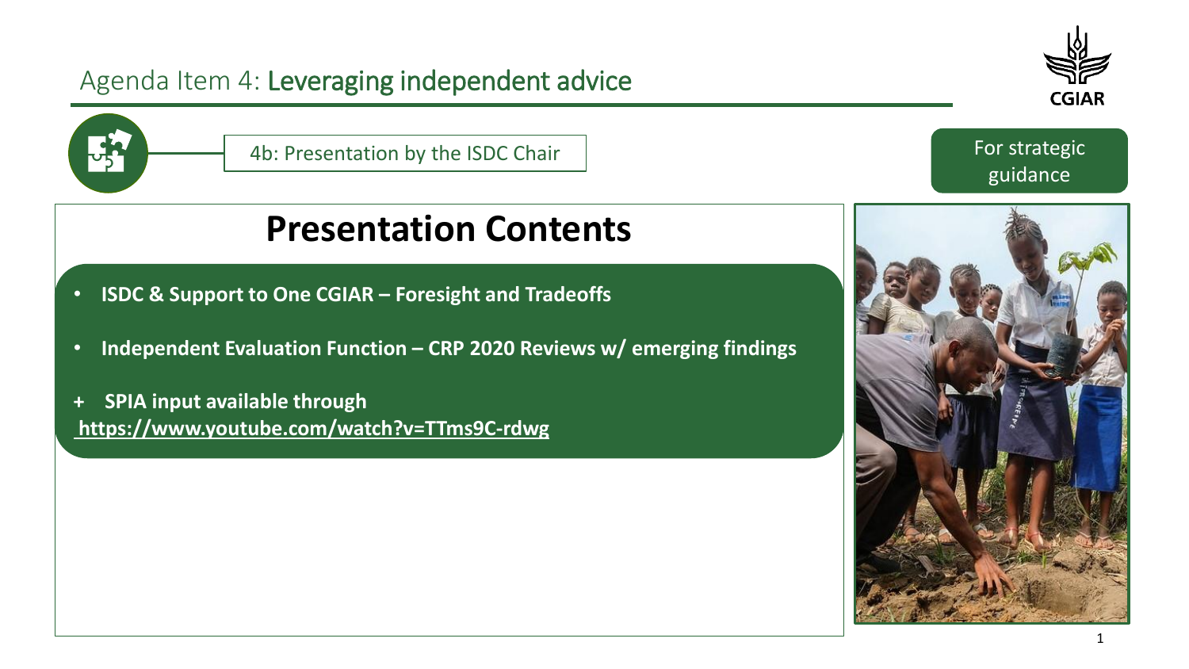Agenda Item 4: Leveraging independent advice

CGIAR

4b: Presentation by the ISDC Chair

For strategic guidance

# Presentation Contents

- **ISDC & Support to One CGIAR – Foresight and Tradeoffs**
- **Independent Evaluation Function – CRP 2020 Reviews w/ emerging findings**

**+ SPIA input available through https://www.youtube.com/watch?v=TTms9C-rdwg**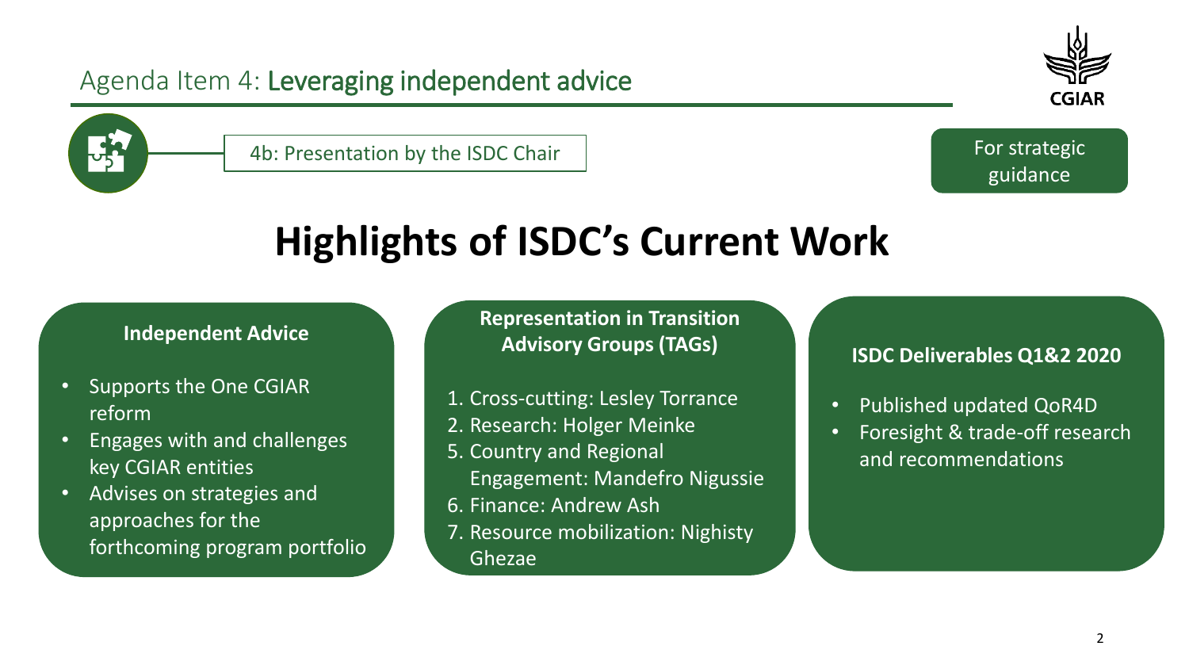Agenda Item 4: **Leveraging independent advice**

4b: Presentation by the ISDC Chair

For strategic guidance

# Highlights of ISDC's Current Work

### Independent Advice

- Supports the One CGIAR reform
- Engages with and challenges key CGIAR entities
- Advises on strategies and approaches for the forthcoming program portfolio

### Representation in Transition Advisory Groups (TAGs)

1. Cross-cutting: Lesley Torrance
2. Research: Holger Meinke
5. Country and Regional Engagement: Mandefro Nigussie
6. Finance: Andrew Ash
7. Resource mobilization: Nighisty Ghezae

### ISDC Deliverables Q1&2 2020

- Published updated QoR4D
- Foresight & trade-off research and recommendations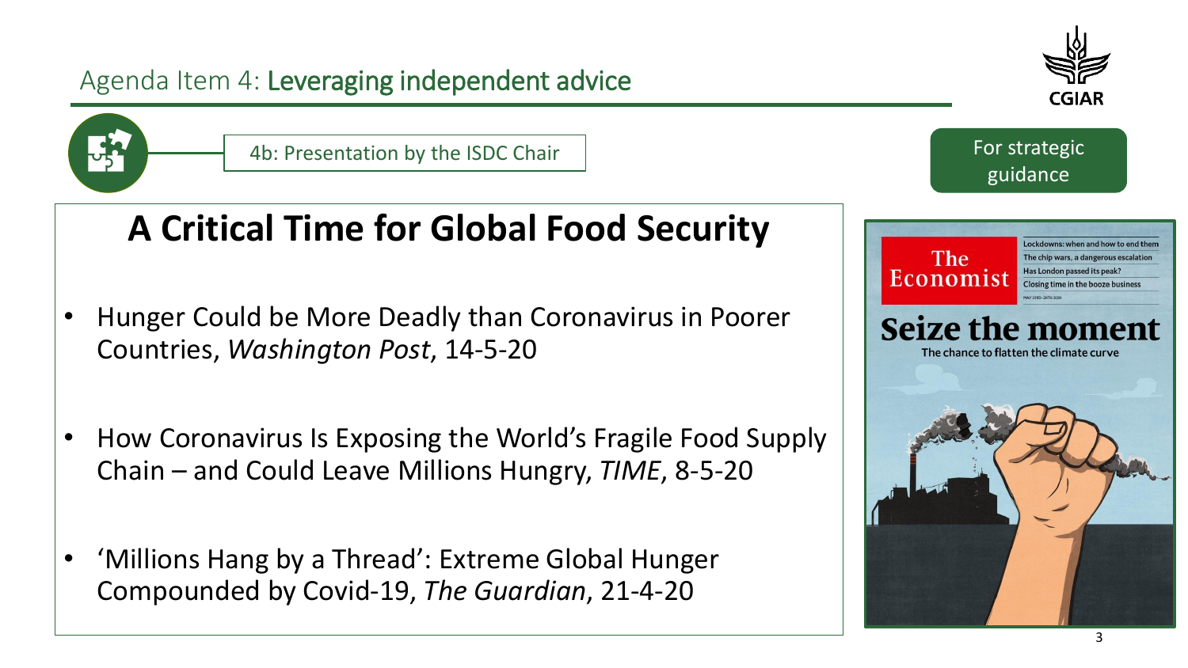Agenda Item 4: **Leveraging independent advice**

4b: Presentation by the ISDC Chair

For strategic guidance

# A Critical Time for Global Food Security

- Hunger Could be More Deadly than Coronavirus in Poorer Countries, *Washington Post*, 14-5-20
- How Coronavirus Is Exposing the World's Fragile Food Supply Chain – and Could Leave Millions Hungry, *TIME*, 8-5-20
- 'Millions Hang by a Thread': Extreme Global Hunger Compounded by Covid-19, *The Guardian*, 21-4-20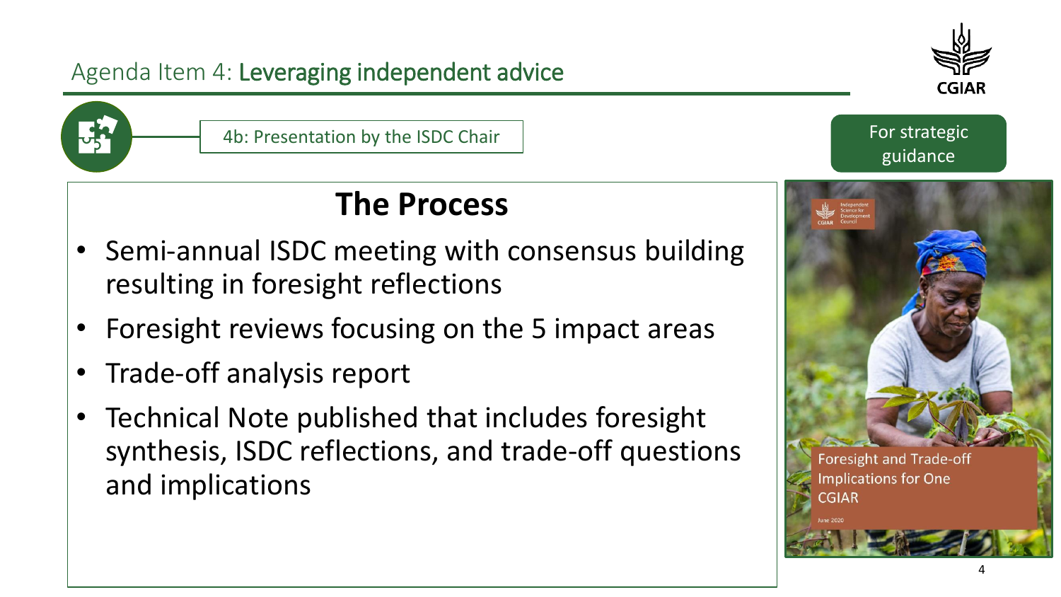Agenda Item 4: **Leveraging independent advice**

4b: Presentation by the ISDC Chair

For strategic guidance

## The Process

- Semi-annual ISDC meeting with consensus building resulting in foresight reflections
- Foresight reviews focusing on the 5 impact areas
- Trade-off analysis report
- Technical Note published that includes foresight synthesis, ISDC reflections, and trade-off questions and implications

Foresight and Trade-off Implications for One CGIAR

June 2020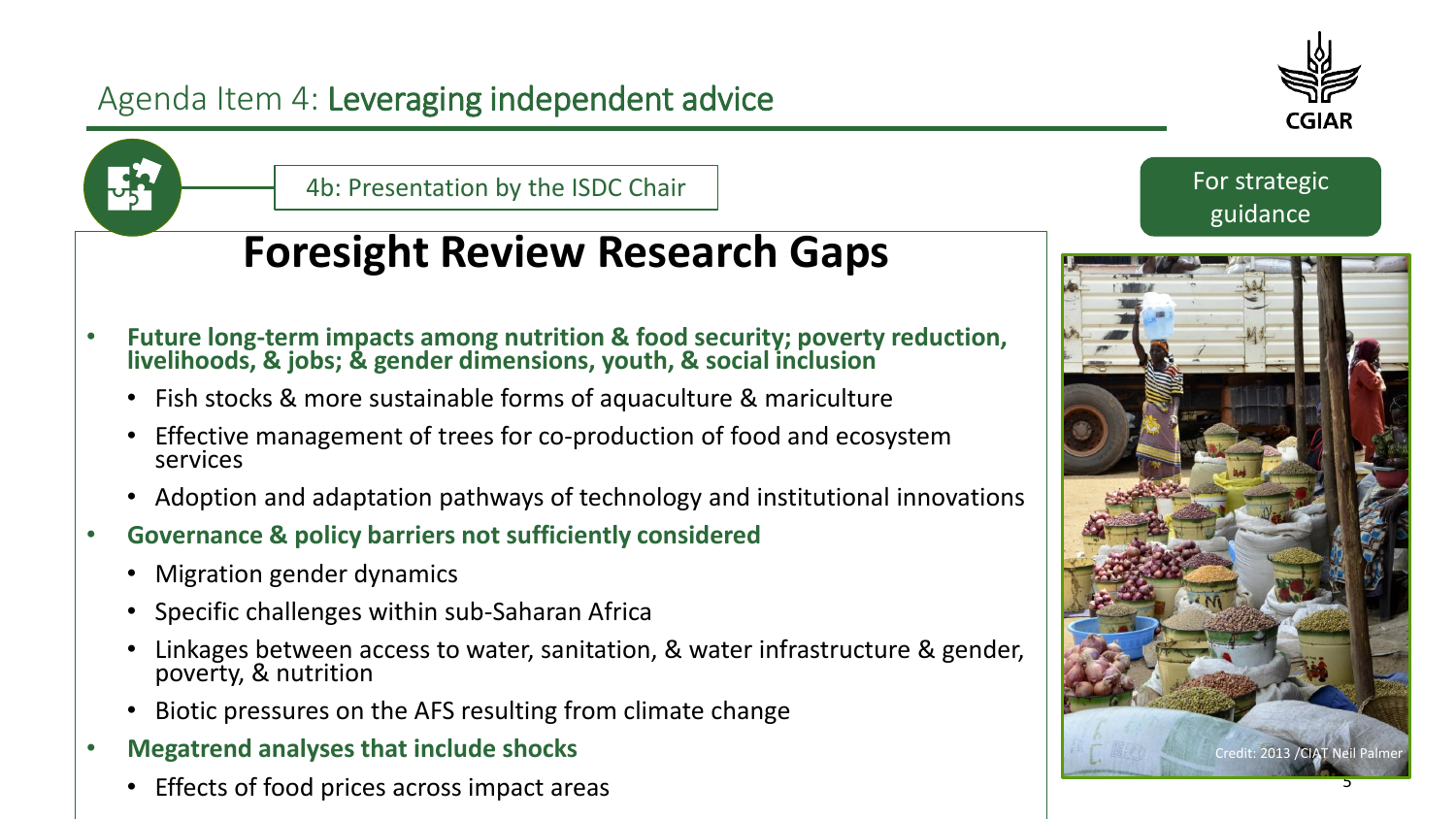Agenda Item 4: Leveraging independent advice

4b: Presentation by the ISDC Chair

For strategic guidance

# Foresight Review Research Gaps

- **Future long-term impacts among nutrition & food security; poverty reduction, livelihoods, & jobs; & gender dimensions, youth, & social inclusion**
  - Fish stocks & more sustainable forms of aquaculture & mariculture
  - Effective management of trees for co-production of food and ecosystem services
  - Adoption and adaptation pathways of technology and institutional innovations
- **Governance & policy barriers not sufficiently considered**
  - Migration gender dynamics
  - Specific challenges within sub-Saharan Africa
  - Linkages between access to water, sanitation, & water infrastructure & gender, poverty, & nutrition
  - Biotic pressures on the AFS resulting from climate change
- **Megatrend analyses that include shocks**
  - Effects of food prices across impact areas

Credit: 2013 /CIAT Neil Palmer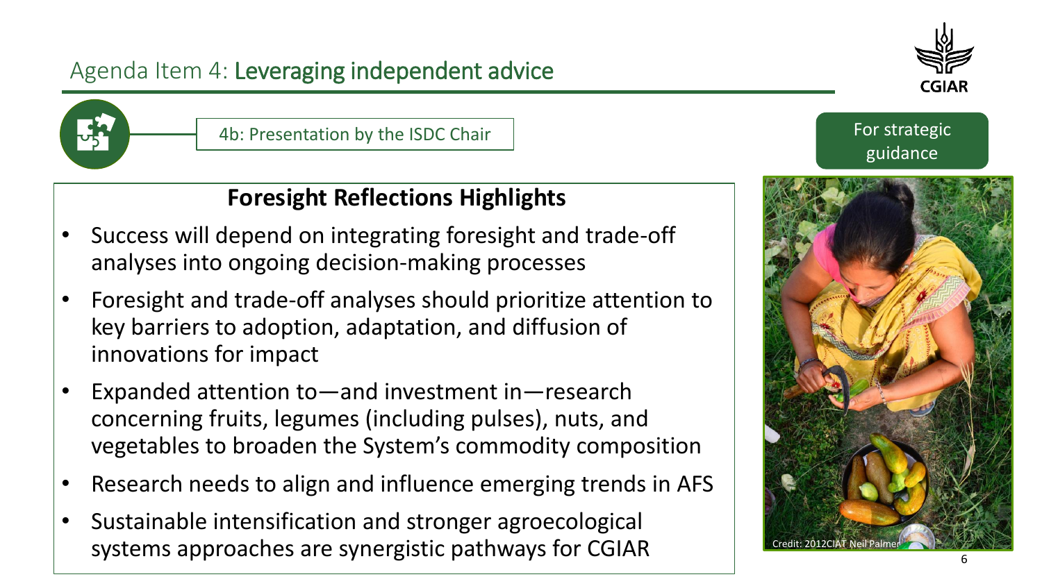# Agenda Item 4: Leveraging independent advice

4b: Presentation by the ISDC Chair

For strategic guidance

## Foresight Reflections Highlights

- Success will depend on integrating foresight and trade-off analyses into ongoing decision-making processes
- Foresight and trade-off analyses should prioritize attention to key barriers to adoption, adaptation, and diffusion of innovations for impact
- Expanded attention to—and investment in—research concerning fruits, legumes (including pulses), nuts, and vegetables to broaden the System's commodity composition
- Research needs to align and influence emerging trends in AFS
- Sustainable intensification and stronger agroecological systems approaches are synergistic pathways for CGIAR

Credit: 2012CIAT Neil Palmer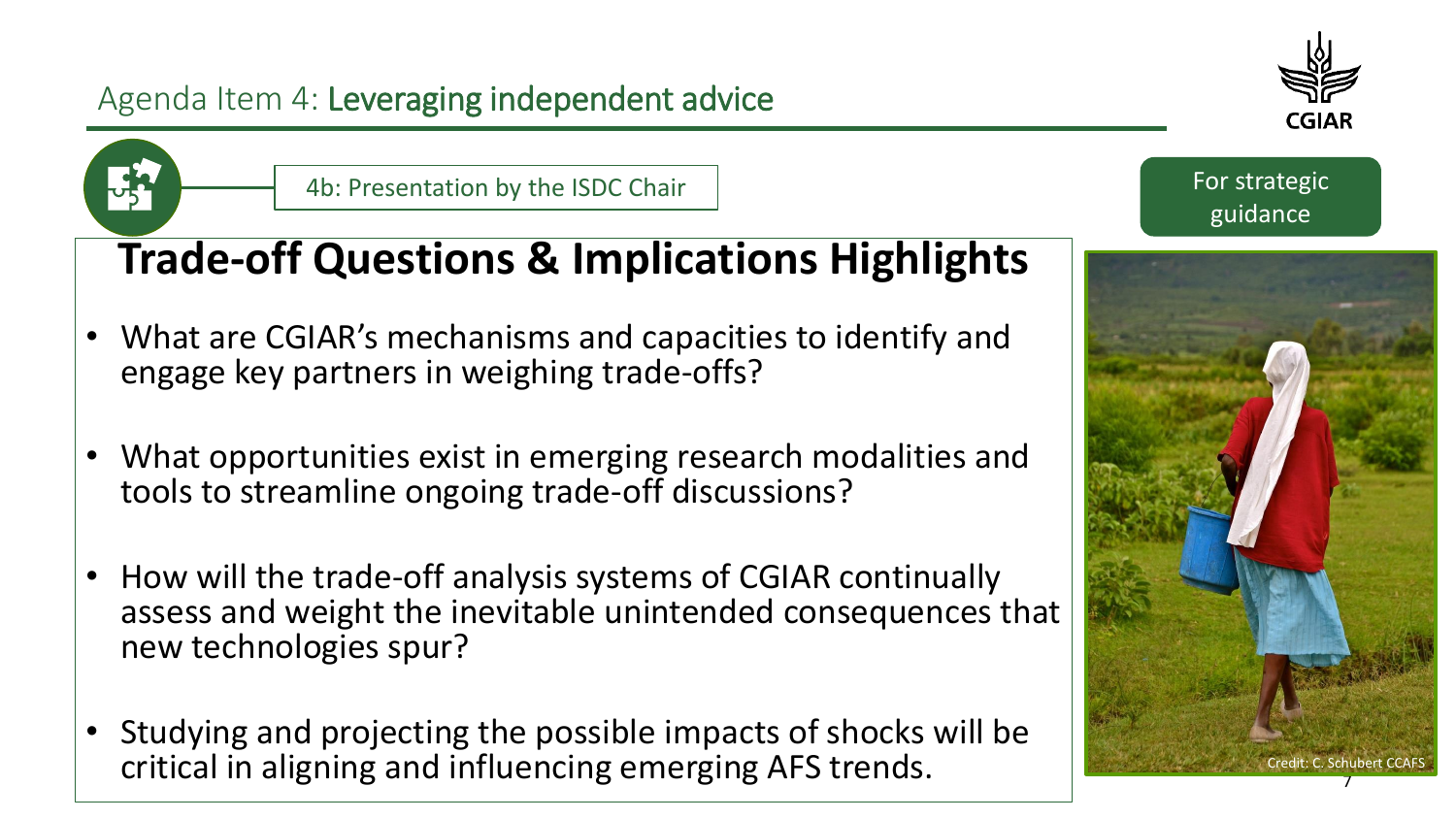Agenda Item 4: **Leveraging independent advice**

4b: Presentation by the ISDC Chair

For strategic guidance

# Trade-off Questions & Implications Highlights

- What are CGIAR's mechanisms and capacities to identify and engage key partners in weighing trade-offs?
- What opportunities exist in emerging research modalities and tools to streamline ongoing trade-off discussions?
- How will the trade-off analysis systems of CGIAR continually assess and weight the inevitable unintended consequences that new technologies spur?
- Studying and projecting the possible impacts of shocks will be critical in aligning and influencing emerging AFS trends.

Credit: C. Schubert CCAFS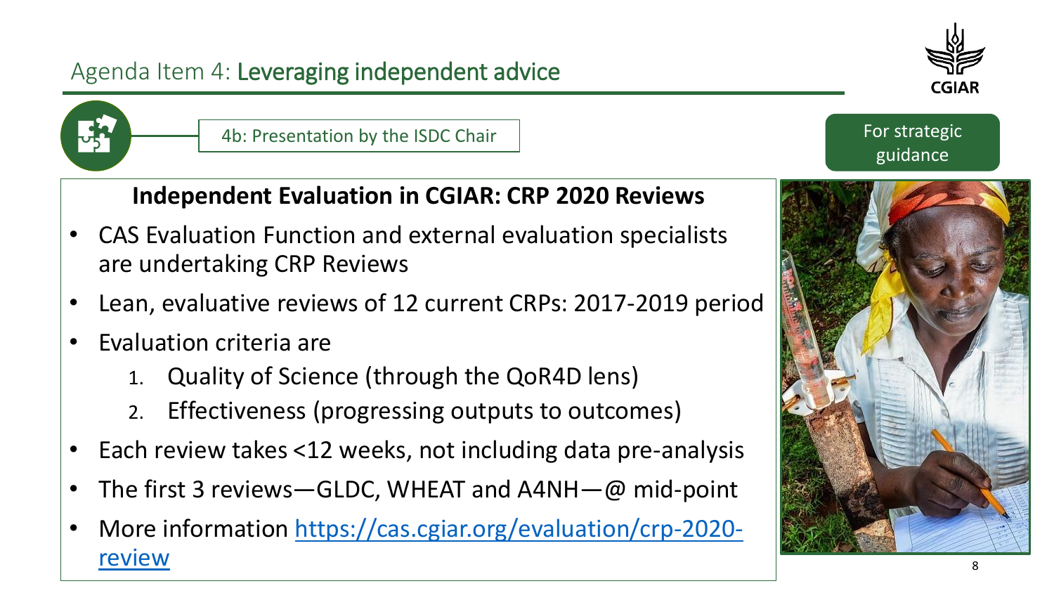## Agenda Item 4: Leveraging independent advice

4b: Presentation by the ISDC Chair

For strategic guidance

### Independent Evaluation in CGIAR: CRP 2020 Reviews

- CAS Evaluation Function and external evaluation specialists are undertaking CRP Reviews
- Lean, evaluative reviews of 12 current CRPs: 2017-2019 period
- Evaluation criteria are
  1. Quality of Science (through the QoR4D lens)
  2. Effectiveness (progressing outputs to outcomes)
- Each review takes <12 weeks, not including data pre-analysis
- The first 3 reviews—GLDC, WHEAT and A4NH—@ mid-point
- More information [https://cas.cgiar.org/evaluation/crp-2020-review](https://cas.cgiar.org/evaluation/crp-2020-review)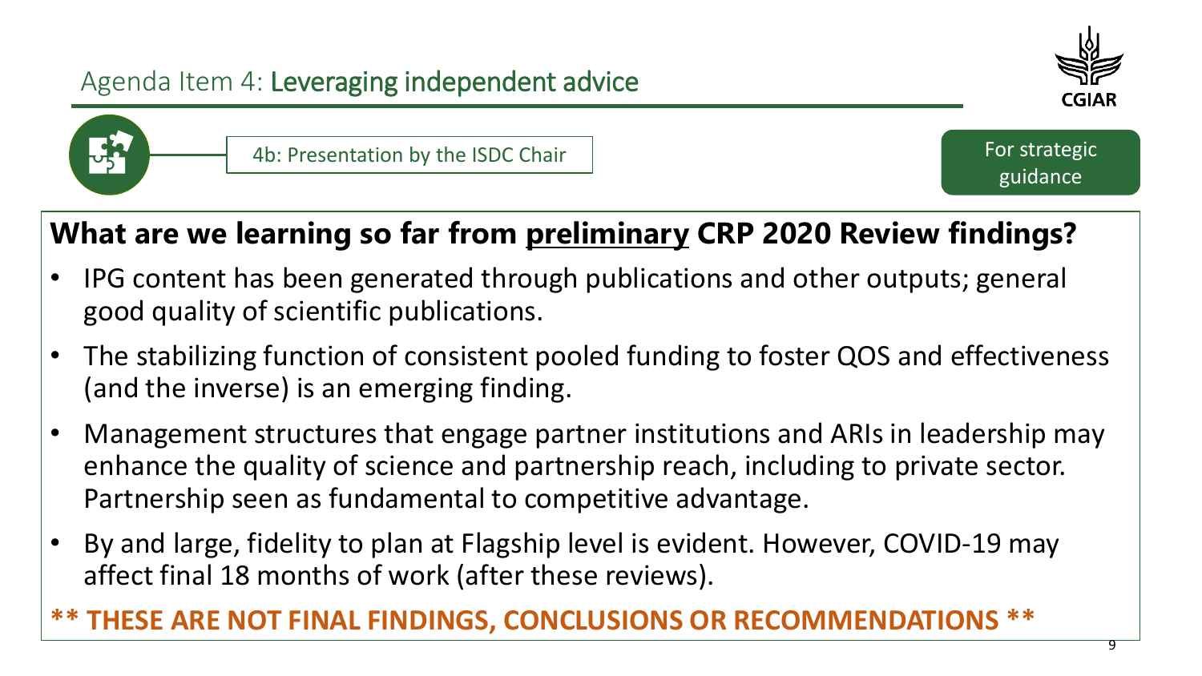## Agenda Item 4: Leveraging independent advice

4b: Presentation by the ISDC Chair

For strategic guidance

### What are we learning so far from preliminary CRP 2020 Review findings?

- IPG content has been generated through publications and other outputs; general good quality of scientific publications.
- The stabilizing function of consistent pooled funding to foster QOS and effectiveness (and the inverse) is an emerging finding.
- Management structures that engage partner institutions and ARIs in leadership may enhance the quality of science and partnership reach, including to private sector. Partnership seen as fundamental to competitive advantage.
- By and large, fidelity to plan at Flagship level is evident. However, COVID-19 may affect final 18 months of work (after these reviews).

**** THESE ARE NOT FINAL FINDINGS, CONCLUSIONS OR RECOMMENDATIONS ****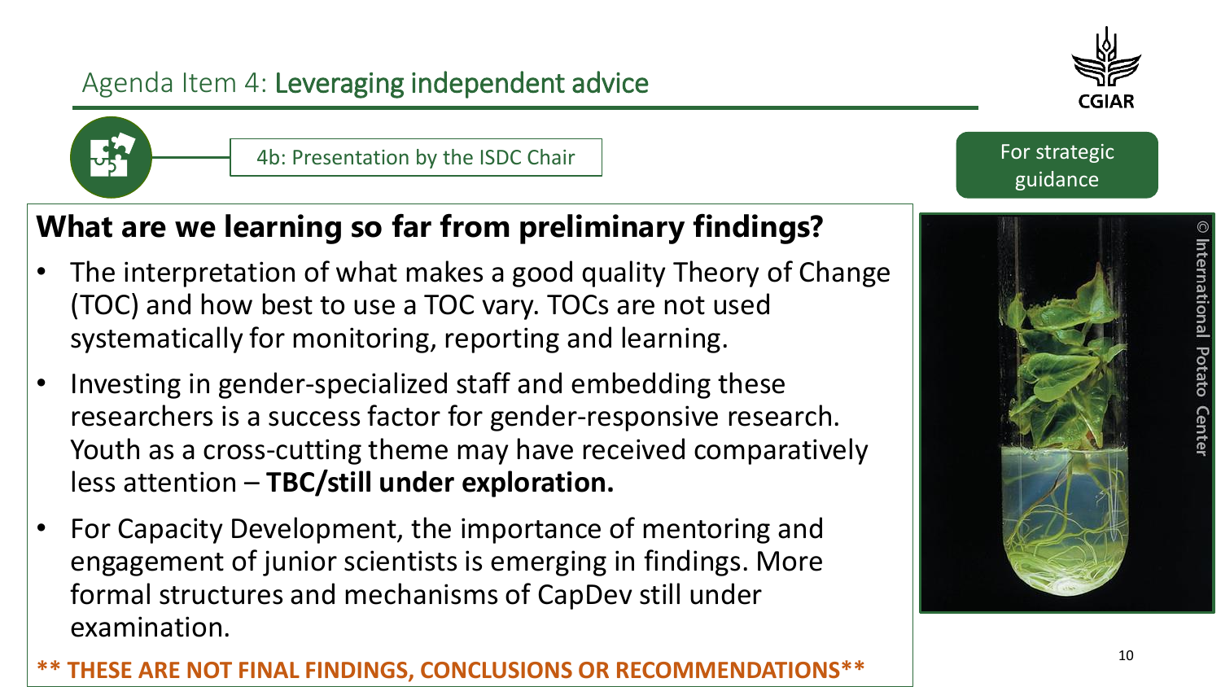## Agenda Item 4: Leveraging independent advice

4b: Presentation by the ISDC Chair

For strategic guidance

### What are we learning so far from preliminary findings?

- The interpretation of what makes a good quality Theory of Change (TOC) and how best to use a TOC vary. TOCs are not used systematically for monitoring, reporting and learning.
- Investing in gender-specialized staff and embedding these researchers is a success factor for gender-responsive research. Youth as a cross-cutting theme may have received comparatively less attention – **TBC/still under exploration.**
- For Capacity Development, the importance of mentoring and engagement of junior scientists is emerging in findings. More formal structures and mechanisms of CapDev still under examination.

**** THESE ARE NOT FINAL FINDINGS, CONCLUSIONS OR RECOMMENDATIONS****

© International Potato Center